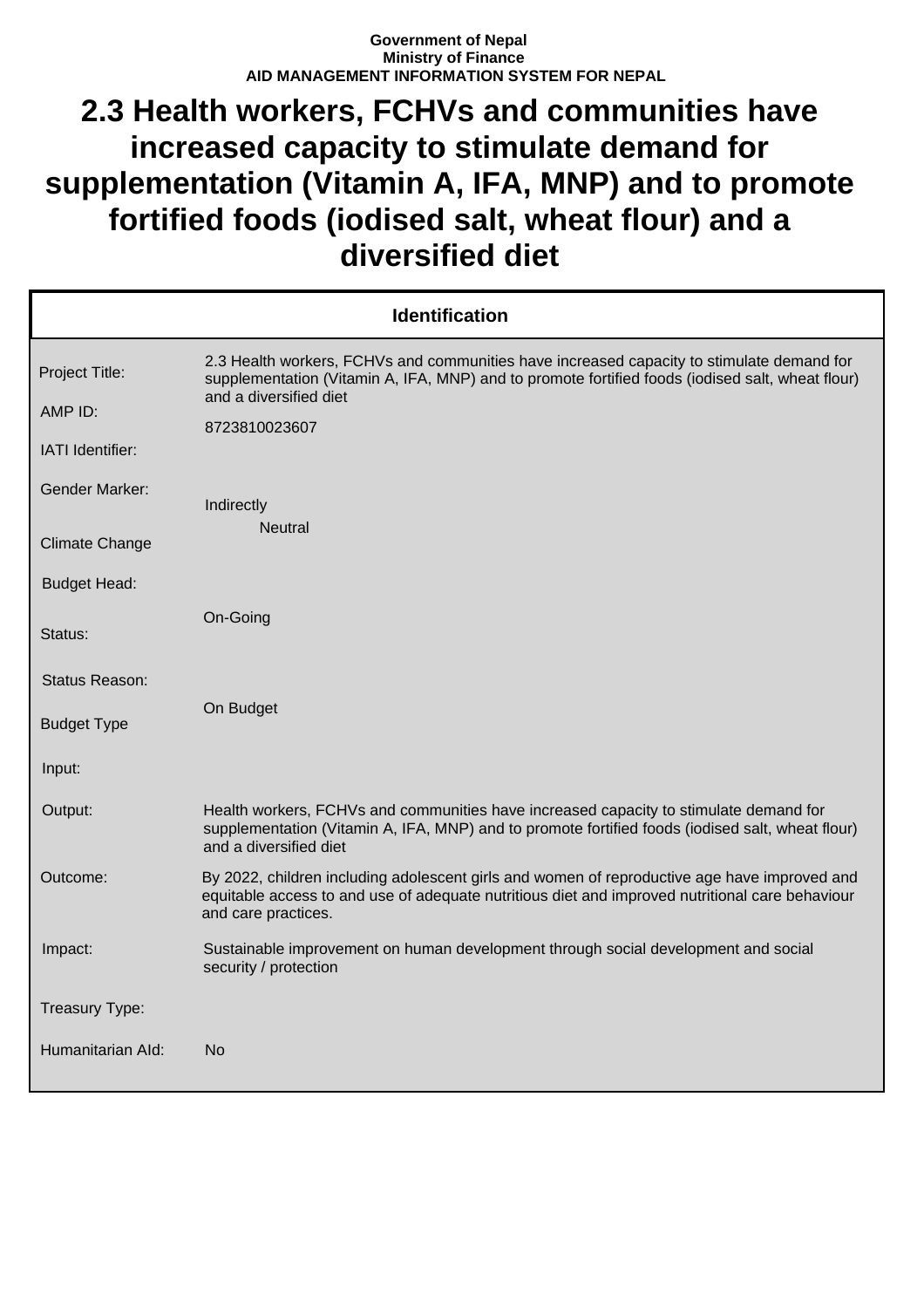**Government of Nepal**
**Ministry of Finance**
**AID MANAGEMENT INFORMATION SYSTEM FOR NEPAL**

# 2.3 Health workers, FCHVs and communities have increased capacity to stimulate demand for supplementation (Vitamin A, IFA, MNP) and to promote fortified foods (iodised salt, wheat flour) and a diversified diet

| Identification | |
|---|---|
| Project Title: | 2.3 Health workers, FCHVs and communities have increased capacity to stimulate demand for supplementation (Vitamin A, IFA, MNP) and to promote fortified foods (iodised salt, wheat flour) and a diversified diet |
| AMP ID: | 8723810023607 |
| IATI Identifier: | |
| Gender Marker: | Indirectly |
| Climate Change | Neutral |
| Budget Head: | |
| Status: | On-Going |
| Status Reason: | |
| Budget Type | On Budget |
| Input: | |
| Output: | Health workers, FCHVs and communities have increased capacity to stimulate demand for supplementation (Vitamin A, IFA, MNP) and to promote fortified foods (iodised salt, wheat flour) and a diversified diet |
| Outcome: | By 2022, children including adolescent girls and women of reproductive age have improved and equitable access to and use of adequate nutritious diet and improved nutritional care behaviour and care practices. |
| Impact: | Sustainable improvement on human development through social development and social security / protection |
| Treasury Type: | |
| Humanitarian AId: | No |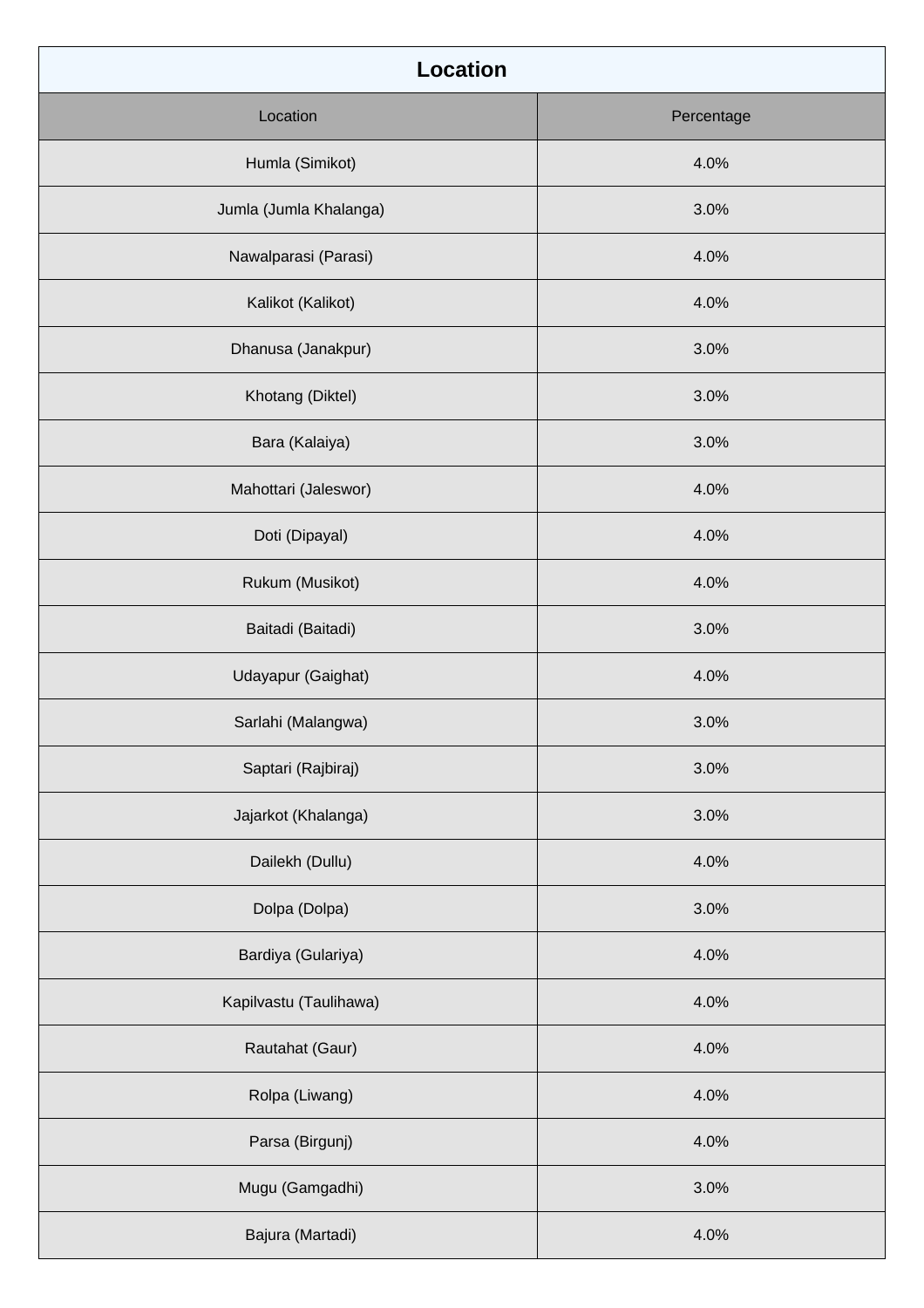| Location | |
|---|---|
| Location | Percentage |
| Humla (Simikot) | 4.0% |
| Jumla (Jumla Khalanga) | 3.0% |
| Nawalparasi (Parasi) | 4.0% |
| Kalikot (Kalikot) | 4.0% |
| Dhanusa (Janakpur) | 3.0% |
| Khotang (Diktel) | 3.0% |
| Bara (Kalaiya) | 3.0% |
| Mahottari (Jaleswor) | 4.0% |
| Doti (Dipayal) | 4.0% |
| Rukum (Musikot) | 4.0% |
| Baitadi (Baitadi) | 3.0% |
| Udayapur (Gaighat) | 4.0% |
| Sarlahi (Malangwa) | 3.0% |
| Saptari (Rajbiraj) | 3.0% |
| Jajarkot (Khalanga) | 3.0% |
| Dailekh (Dullu) | 4.0% |
| Dolpa (Dolpa) | 3.0% |
| Bardiya (Gulariya) | 4.0% |
| Kapilvastu (Taulihawa) | 4.0% |
| Rautahat (Gaur) | 4.0% |
| Rolpa (Liwang) | 4.0% |
| Parsa (Birgunj) | 4.0% |
| Mugu (Gamgadhi) | 3.0% |
| Bajura (Martadi) | 4.0% |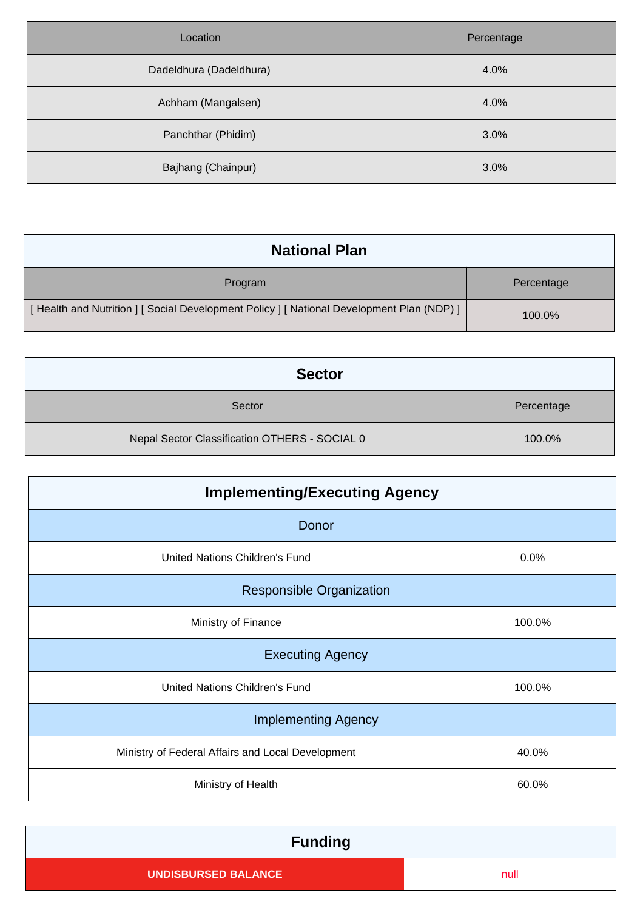| Location | Percentage |
| --- | --- |
| Dadeldhura (Dadeldhura) | 4.0% |
| Achham (Mangalsen) | 4.0% |
| Panchthar (Phidim) | 3.0% |
| Bajhang (Chainpur) | 3.0% |

## National Plan

| Program | Percentage |
| --- | --- |
| [ Health and Nutrition ] [ Social Development Policy ] [ National Development Plan (NDP) ] | 100.0% |

## Sector

| Sector | Percentage |
| --- | --- |
| Nepal Sector Classification OTHERS - SOCIAL 0 | 100.0% |

## Implementing/Executing Agency

| Donor | |
| --- | --- |
| United Nations Children's Fund | 0.0% |
| **Responsible Organization** | |
| Ministry of Finance | 100.0% |
| **Executing Agency** | |
| United Nations Children's Fund | 100.0% |
| **Implementing Agency** | |
| Ministry of Federal Affairs and Local Development | 40.0% |
| Ministry of Health | 60.0% |

## Funding

| UNDISBURSED BALANCE | null |
| --- | --- |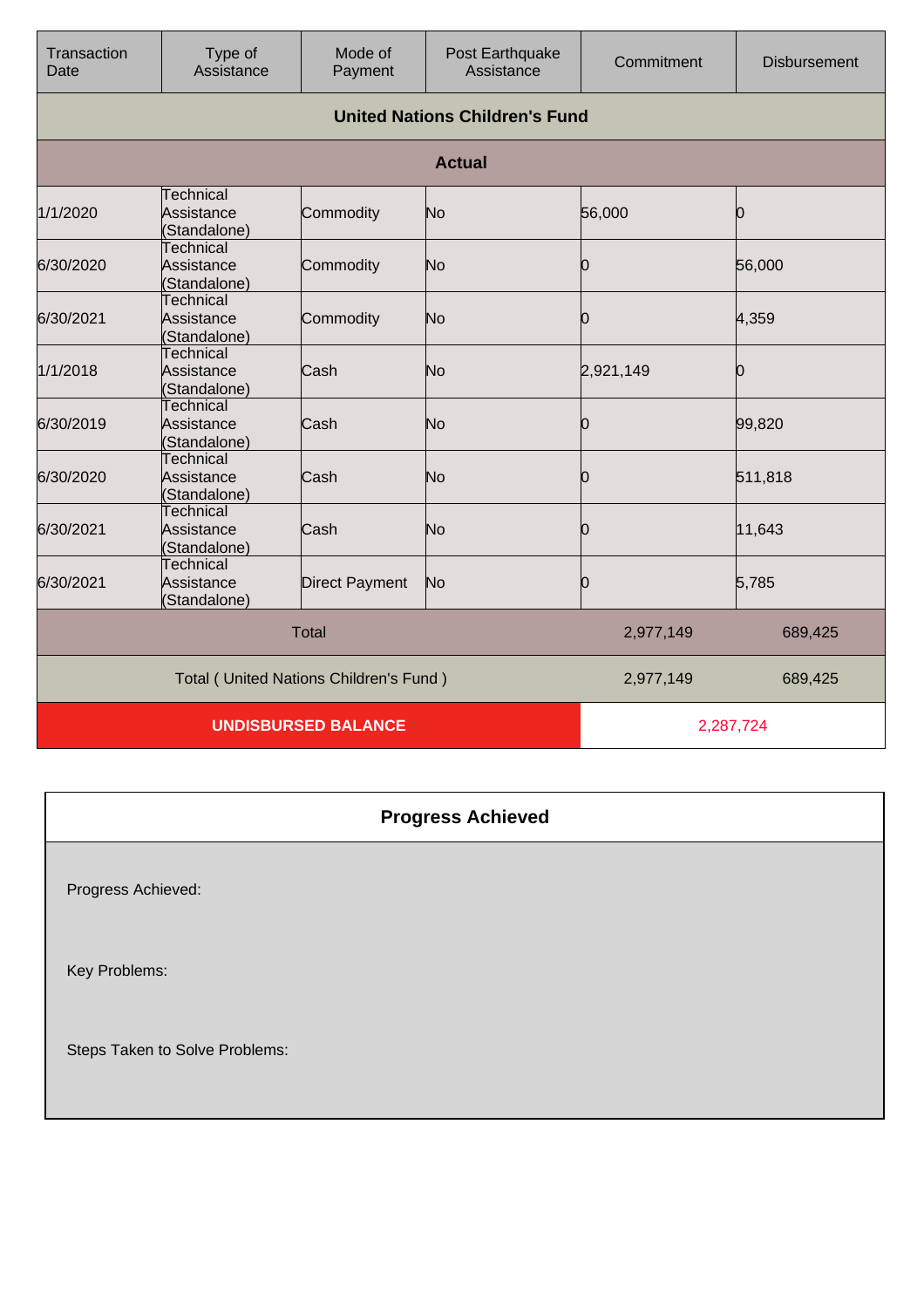| Transaction Date | Type of Assistance | Mode of Payment | Post Earthquake Assistance | Commitment | Disbursement |
|---|---|---|---|---|---|
| **United Nations Children's Fund** | | | | | |
| **Actual** | | | | | |
| 1/1/2020 | Technical Assistance (Standalone) | Commodity | No | 56,000 | 0 |
| 6/30/2020 | Technical Assistance (Standalone) | Commodity | No | 0 | 56,000 |
| 6/30/2021 | Technical Assistance (Standalone) | Commodity | No | 0 | 4,359 |
| 1/1/2018 | Technical Assistance (Standalone) | Cash | No | 2,921,149 | 0 |
| 6/30/2019 | Technical Assistance (Standalone) | Cash | No | 0 | 99,820 |
| 6/30/2020 | Technical Assistance (Standalone) | Cash | No | 0 | 511,818 |
| 6/30/2021 | Technical Assistance (Standalone) | Cash | No | 0 | 11,643 |
| 6/30/2021 | Technical Assistance (Standalone) | Direct Payment | No | 0 | 5,785 |
| Total | | | | 2,977,149 | 689,425 |
| Total ( United Nations Children's Fund ) | | | | 2,977,149 | 689,425 |
| **UNDISBURSED BALANCE** | | | | 2,287,724 | |

## Progress Achieved

Progress Achieved:

Key Problems:

Steps Taken to Solve Problems: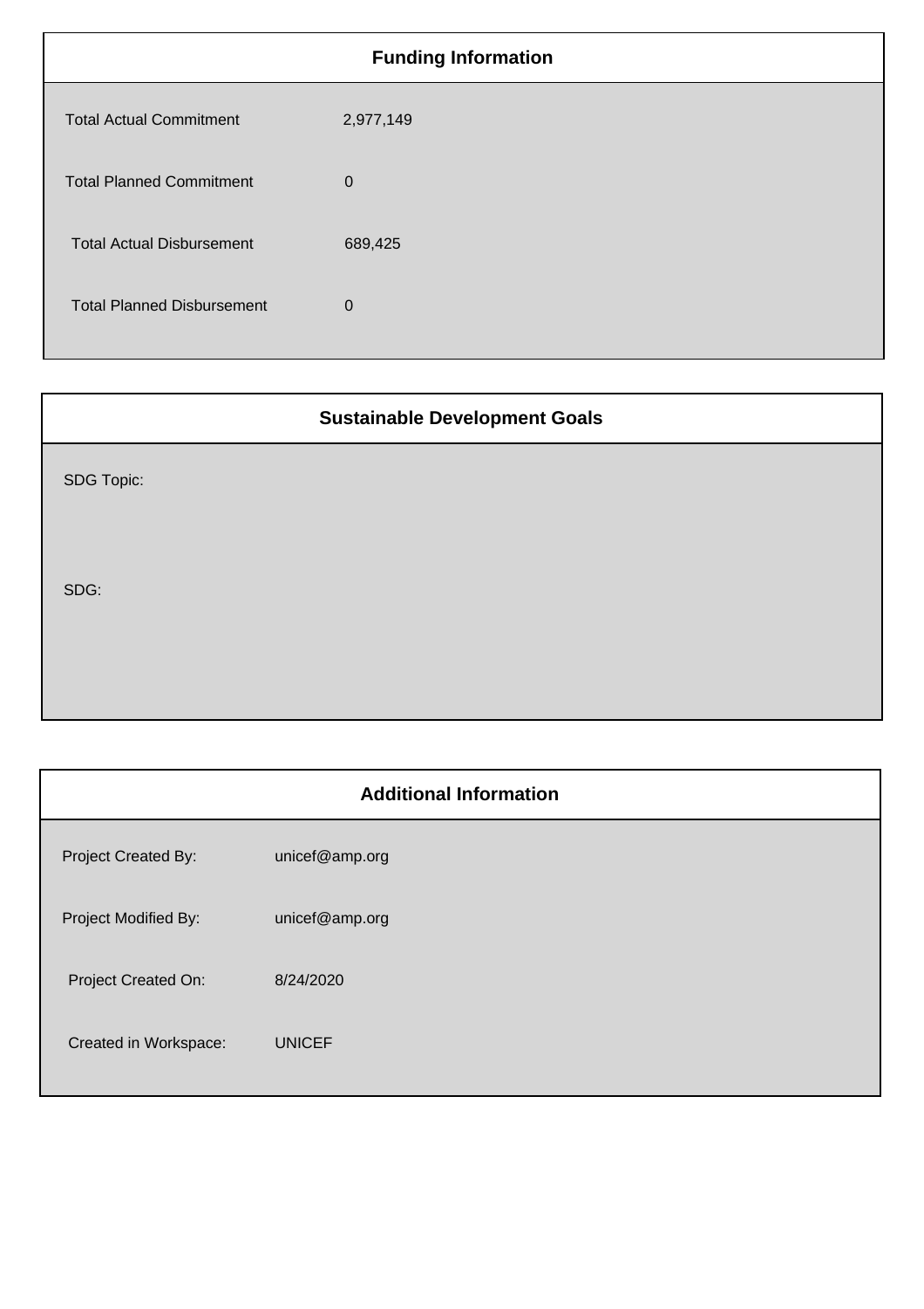## Funding Information

| | |
|---|---|
| Total Actual Commitment | 2,977,149 |
| Total Planned Commitment | 0 |
| Total Actual Disbursement | 689,425 |
| Total Planned Disbursement | 0 |

## Sustainable Development Goals

SDG Topic:

SDG:

## Additional Information

| | |
|---|---|
| Project Created By: | unicef@amp.org |
| Project Modified By: | unicef@amp.org |
| Project Created On: | 8/24/2020 |
| Created in Workspace: | UNICEF |